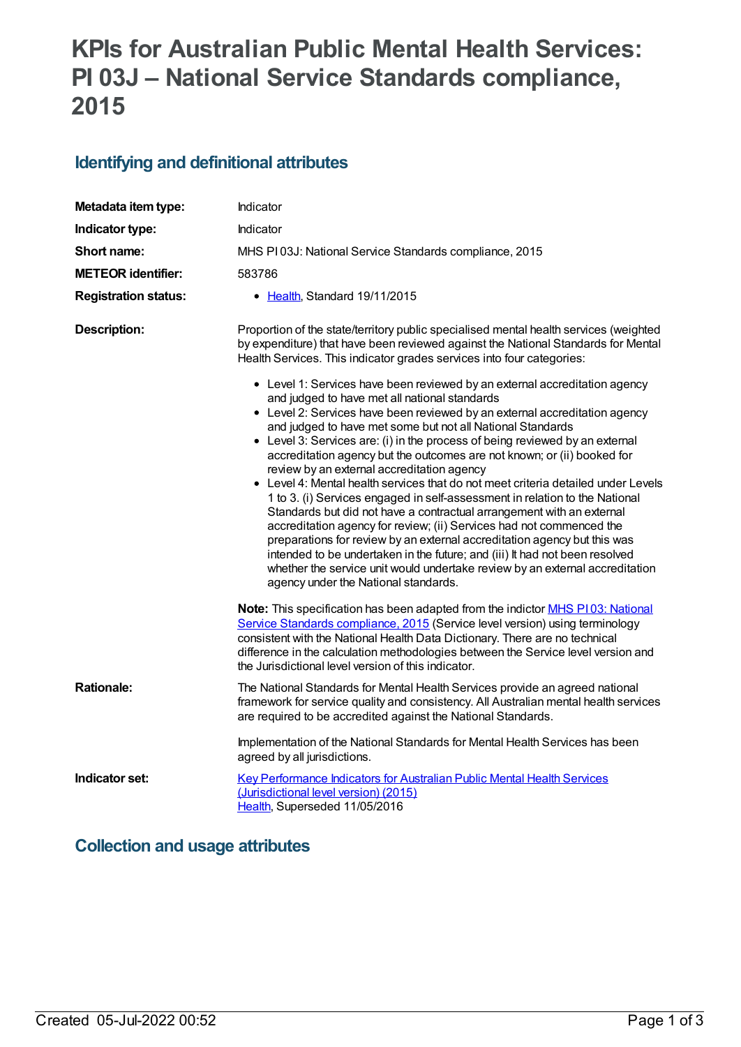# KPIs for Australian Public Mental Health Services: PI 03J – National Service Standards compliance, 2015

## Identifying and definitional attributes

| | |
|---|---|
| **Metadata item type:** | Indicator |
| **Indicator type:** | Indicator |
| **Short name:** | MHS PI 03J: National Service Standards compliance, 2015 |
| **METEOR identifier:** | 583786 |
| **Registration status:** | • Health, Standard 19/11/2015 |

**Description:**

Proportion of the state/territory public specialised mental health services (weighted by expenditure) that have been reviewed against the National Standards for Mental Health Services. This indicator grades services into four categories:

- Level 1: Services have been reviewed by an external accreditation agency and judged to have met all national standards
- Level 2: Services have been reviewed by an external accreditation agency and judged to have met some but not all National Standards
- Level 3: Services are: (i) in the process of being reviewed by an external accreditation agency but the outcomes are not known; or (ii) booked for review by an external accreditation agency
- Level 4: Mental health services that do not meet criteria detailed under Levels 1 to 3. (i) Services engaged in self-assessment in relation to the National Standards but did not have a contractual arrangement with an external accreditation agency for review; (ii) Services had not commenced the preparations for review by an external accreditation agency but this was intended to be undertaken in the future; and (iii) It had not been resolved whether the service unit would undertake review by an external accreditation agency under the National standards.

**Note:** This specification has been adapted from the indictor MHS PI 03: National Service Standards compliance, 2015 (Service level version) using terminology consistent with the National Health Data Dictionary. There are no technical difference in the calculation methodologies between the Service level version and the Jurisdictional level version of this indicator.

**Rationale:**

The National Standards for Mental Health Services provide an agreed national framework for service quality and consistency. All Australian mental health services are required to be accredited against the National Standards.

Implementation of the National Standards for Mental Health Services has been agreed by all jurisdictions.

**Indicator set:**

Key Performance Indicators for Australian Public Mental Health Services (Jurisdictional level version) (2015)
Health, Superseded 11/05/2016

## Collection and usage attributes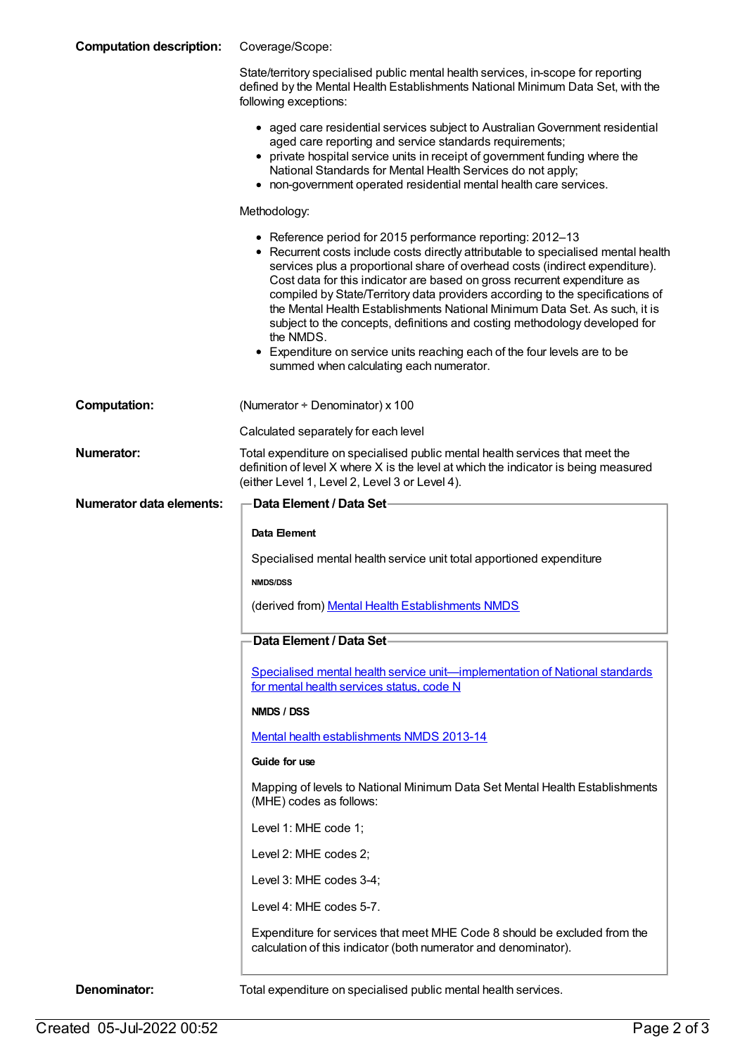**Computation description:**

Coverage/Scope:

State/territory specialised public mental health services, in-scope for reporting defined by the Mental Health Establishments National Minimum Data Set, with the following exceptions:

- aged care residential services subject to Australian Government residential aged care reporting and service standards requirements;
- private hospital service units in receipt of government funding where the National Standards for Mental Health Services do not apply;
- non-government operated residential mental health care services.

Methodology:

- Reference period for 2015 performance reporting: 2012–13
- Recurrent costs include costs directly attributable to specialised mental health services plus a proportional share of overhead costs (indirect expenditure). Cost data for this indicator are based on gross recurrent expenditure as compiled by State/Territory data providers according to the specifications of the Mental Health Establishments National Minimum Data Set. As such, it is subject to the concepts, definitions and costing methodology developed for the NMDS.
- Expenditure on service units reaching each of the four levels are to be summed when calculating each numerator.

**Computation:**

(Numerator ÷ Denominator) x 100

Calculated separately for each level

**Numerator:**

Total expenditure on specialised public mental health services that meet the definition of level X where X is the level at which the indicator is being measured (either Level 1, Level 2, Level 3 or Level 4).

**Numerator data elements:**

**Data Element / Data Set**

**Data Element**

Specialised mental health service unit total apportioned expenditure

**NMDS/DSS**

(derived from) Mental Health Establishments NMDS

**Data Element / Data Set**

Specialised mental health service unit—implementation of National standards for mental health services status, code N

**NMDS / DSS**

Mental health establishments NMDS 2013-14

**Guide for use**

Mapping of levels to National Minimum Data Set Mental Health Establishments (MHE) codes as follows:

Level 1: MHE code 1;

Level 2: MHE codes 2;

Level 3: MHE codes 3-4;

Level 4: MHE codes 5-7.

Expenditure for services that meet MHE Code 8 should be excluded from the calculation of this indicator (both numerator and denominator).

**Denominator:**

Total expenditure on specialised public mental health services.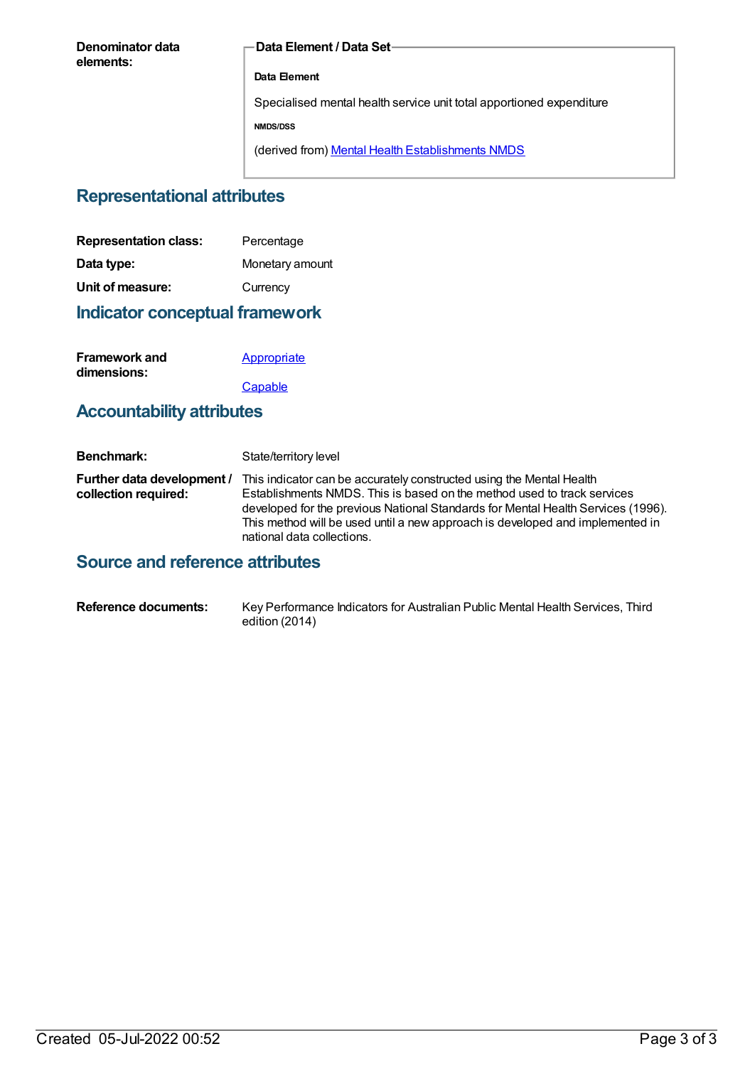**Denominator data elements:**

**Data Element / Data Set**

**Data Element**

Specialised mental health service unit total apportioned expenditure

**NMDS/DSS**

(derived from) Mental Health Establishments NMDS

## Representational attributes

| | |
|---|---|
| **Representation class:** | Percentage |
| **Data type:** | Monetary amount |
| **Unit of measure:** | Currency |

## Indicator conceptual framework

**Framework and dimensions:**

Appropriate

Capable

## Accountability attributes

| | |
|---|---|
| **Benchmark:** | State/territory level |
| **Further data development / collection required:** | This indicator can be accurately constructed using the Mental Health Establishments NMDS. This is based on the method used to track services developed for the previous National Standards for Mental Health Services (1996). This method will be used until a new approach is developed and implemented in national data collections. |

## Source and reference attributes

**Reference documents:** Key Performance Indicators for Australian Public Mental Health Services, Third edition (2014)